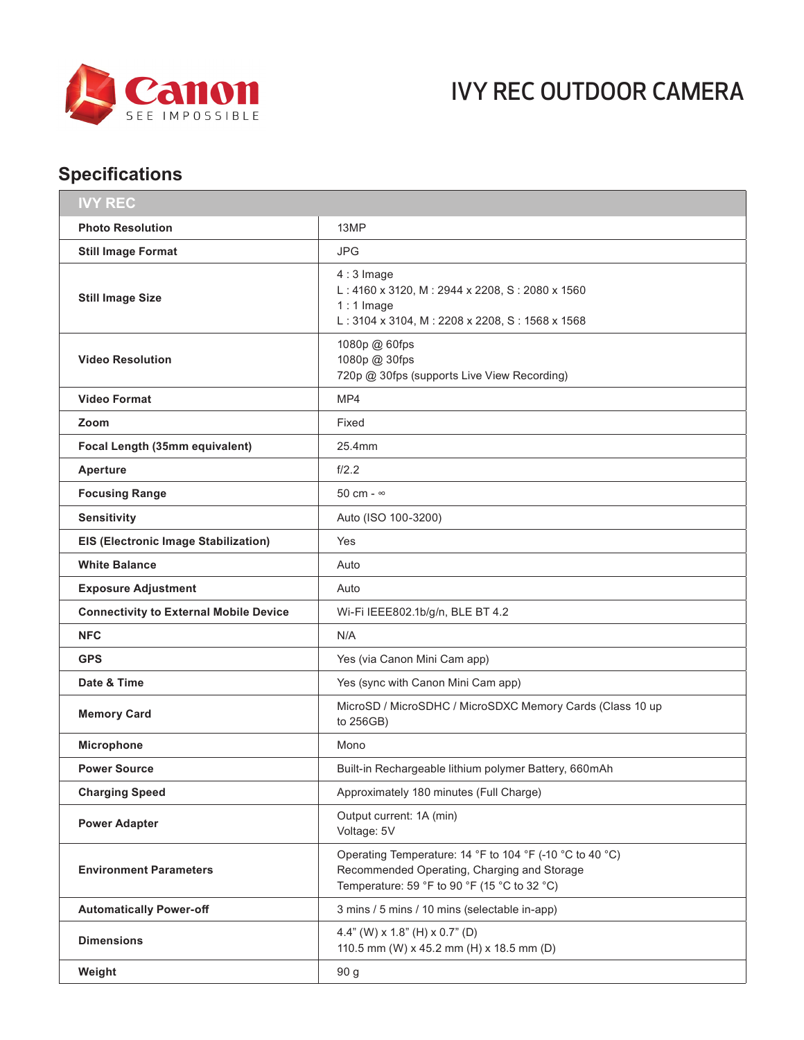Canon SEE IMPOSSIBLE

# IVY REC OUTDOOR CAMERA

## Specifications

| IVY REC | |
|---|---|
| **Photo Resolution** | 13MP |
| **Still Image Format** | JPG |
| **Still Image Size** | 4 : 3 Image<br>L : 4160 x 3120, M : 2944 x 2208, S : 2080 x 1560<br>1 : 1 Image<br>L : 3104 x 3104, M : 2208 x 2208, S : 1568 x 1568 |
| **Video Resolution** | 1080p @ 60fps<br>1080p @ 30fps<br>720p @ 30fps (supports Live View Recording) |
| **Video Format** | MP4 |
| **Zoom** | Fixed |
| **Focal Length (35mm equivalent)** | 25.4mm |
| **Aperture** | f/2.2 |
| **Focusing Range** | 50 cm - ∞ |
| **Sensitivity** | Auto (ISO 100-3200) |
| **EIS (Electronic Image Stabilization)** | Yes |
| **White Balance** | Auto |
| **Exposure Adjustment** | Auto |
| **Connectivity to External Mobile Device** | Wi-Fi IEEE802.1b/g/n, BLE BT 4.2 |
| **NFC** | N/A |
| **GPS** | Yes (via Canon Mini Cam app) |
| **Date & Time** | Yes (sync with Canon Mini Cam app) |
| **Memory Card** | MicroSD / MicroSDHC / MicroSDXC Memory Cards (Class 10 up to 256GB) |
| **Microphone** | Mono |
| **Power Source** | Built-in Rechargeable lithium polymer Battery, 660mAh |
| **Charging Speed** | Approximately 180 minutes (Full Charge) |
| **Power Adapter** | Output current: 1A (min)<br>Voltage: 5V |
| **Environment Parameters** | Operating Temperature: 14 °F to 104 °F (-10 °C to 40 °C)<br>Recommended Operating, Charging and Storage Temperature: 59 °F to 90 °F (15 °C to 32 °C) |
| **Automatically Power-off** | 3 mins / 5 mins / 10 mins (selectable in-app) |
| **Dimensions** | 4.4" (W) x 1.8" (H) x 0.7" (D)<br>110.5 mm (W) x 45.2 mm (H) x 18.5 mm (D) |
| **Weight** | 90 g |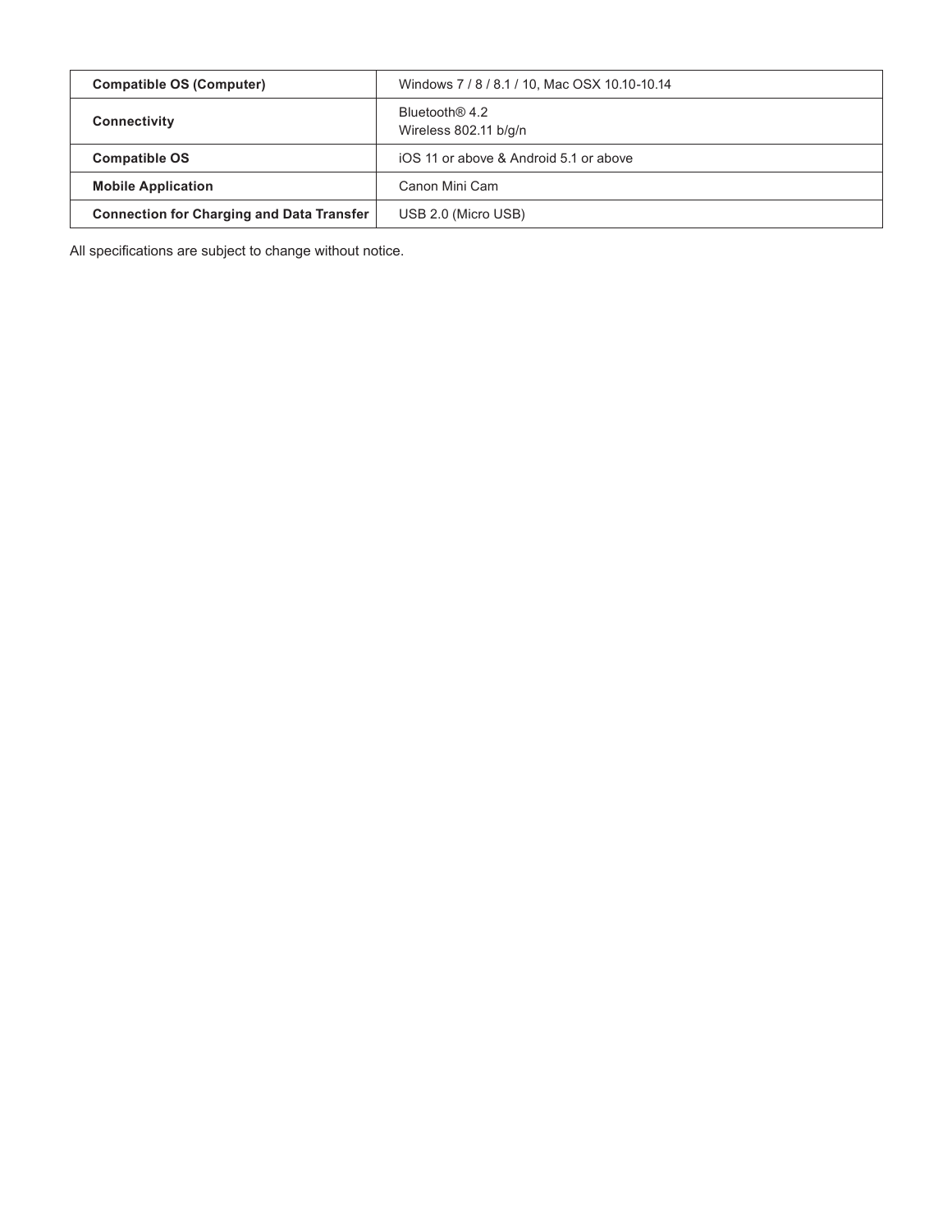| | |
|---|---|
| **Compatible OS (Computer)** | Windows 7 / 8 / 8.1 / 10, Mac OSX 10.10-10.14 |
| **Connectivity** | Bluetooth® 4.2<br>Wireless 802.11 b/g/n |
| **Compatible OS** | iOS 11 or above & Android 5.1 or above |
| **Mobile Application** | Canon Mini Cam |
| **Connection for Charging and Data Transfer** | USB 2.0 (Micro USB) |

All specifications are subject to change without notice.